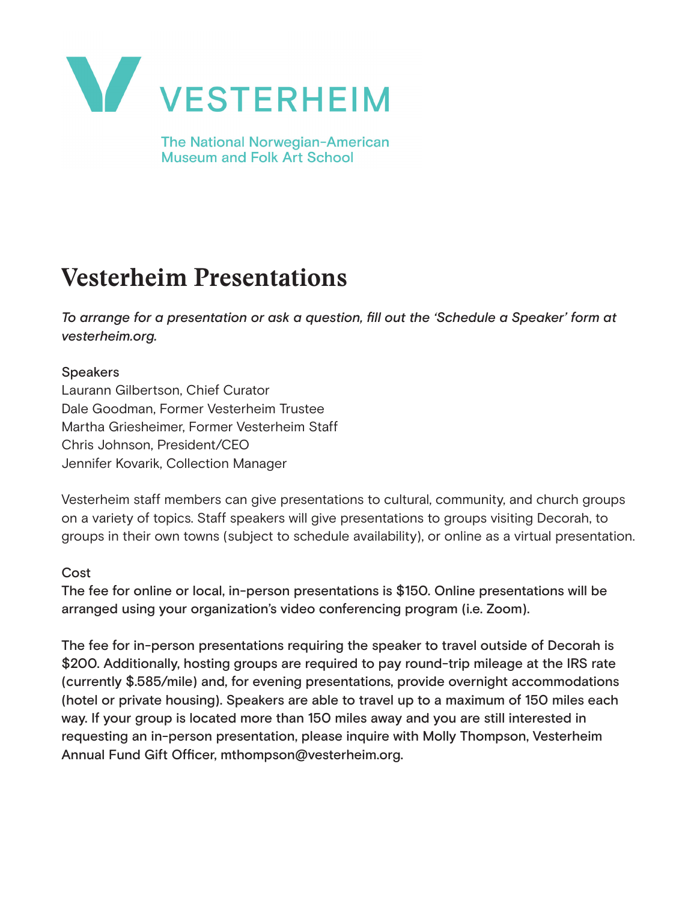VESTERHEIM

The National Norwegian-American Museum and Folk Art School

# Vesterheim Presentations

*To arrange for a presentation or ask a question, fill out the 'Schedule a Speaker' form at vesterheim.org.*

Speakers
Laurann Gilbertson, Chief Curator
Dale Goodman, Former Vesterheim Trustee
Martha Griesheimer, Former Vesterheim Staff
Chris Johnson, President/CEO
Jennifer Kovarik, Collection Manager

Vesterheim staff members can give presentations to cultural, community, and church groups on a variety of topics. Staff speakers will give presentations to groups visiting Decorah, to groups in their own towns (subject to schedule availability), or online as a virtual presentation.

Cost
The fee for online or local, in-person presentations is $150. Online presentations will be arranged using your organization's video conferencing program (i.e. Zoom).

The fee for in-person presentations requiring the speaker to travel outside of Decorah is $200. Additionally, hosting groups are required to pay round-trip mileage at the IRS rate (currently $.585/mile) and, for evening presentations, provide overnight accommodations (hotel or private housing). Speakers are able to travel up to a maximum of 150 miles each way. If your group is located more than 150 miles away and you are still interested in requesting an in-person presentation, please inquire with Molly Thompson, Vesterheim Annual Fund Gift Officer, mthompson@vesterheim.org.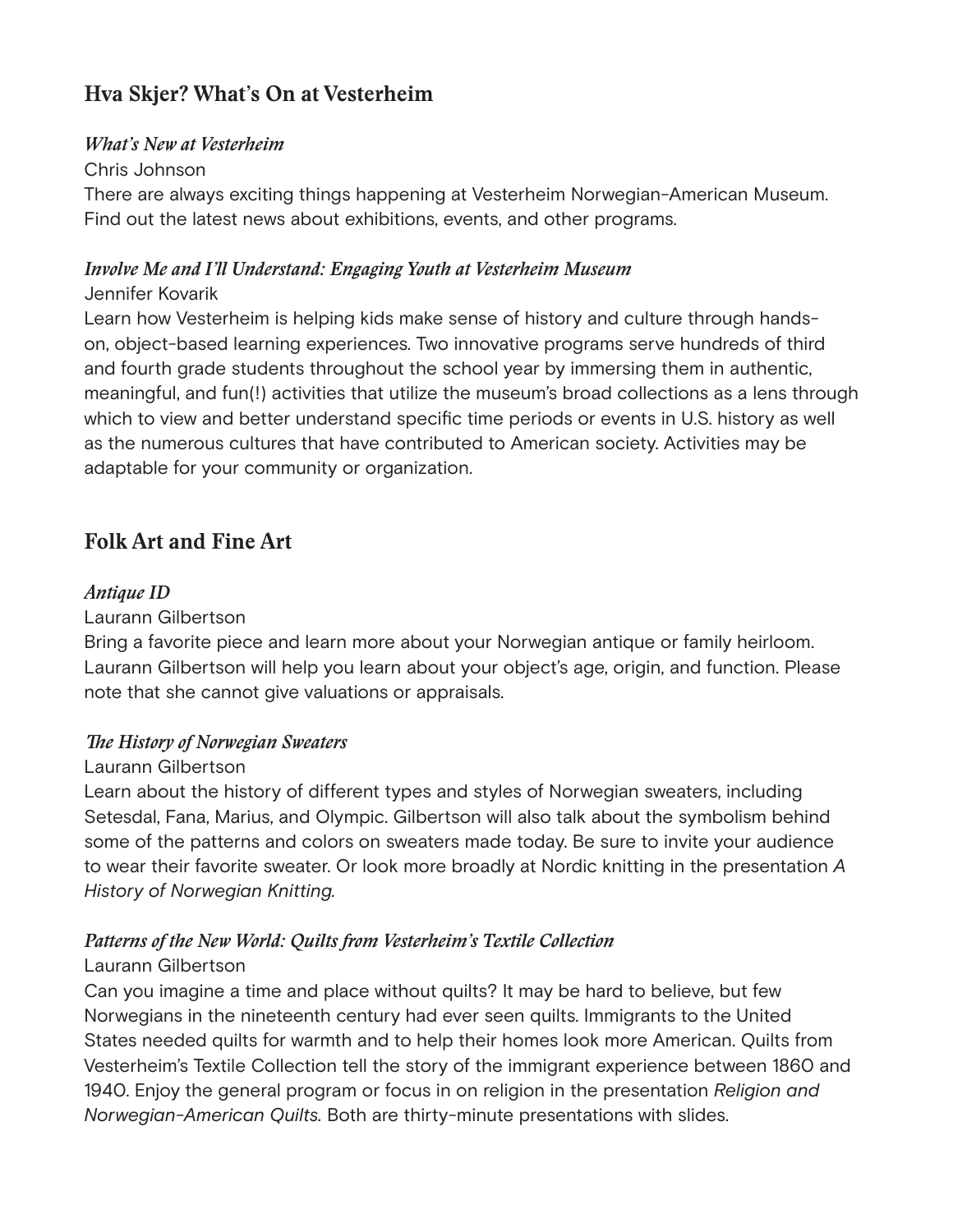## Hva Skjer? What's On at Vesterheim

### *What's New at Vesterheim*

Chris Johnson

There are always exciting things happening at Vesterheim Norwegian-American Museum. Find out the latest news about exhibitions, events, and other programs.

### *Involve Me and I'll Understand: Engaging Youth at Vesterheim Museum*

Jennifer Kovarik

Learn how Vesterheim is helping kids make sense of history and culture through hands-on, object-based learning experiences. Two innovative programs serve hundreds of third and fourth grade students throughout the school year by immersing them in authentic, meaningful, and fun(!) activities that utilize the museum's broad collections as a lens through which to view and better understand specific time periods or events in U.S. history as well as the numerous cultures that have contributed to American society. Activities may be adaptable for your community or organization.

## Folk Art and Fine Art

### *Antique ID*

Laurann Gilbertson

Bring a favorite piece and learn more about your Norwegian antique or family heirloom. Laurann Gilbertson will help you learn about your object's age, origin, and function. Please note that she cannot give valuations or appraisals.

### *The History of Norwegian Sweaters*

Laurann Gilbertson

Learn about the history of different types and styles of Norwegian sweaters, including Setesdal, Fana, Marius, and Olympic. Gilbertson will also talk about the symbolism behind some of the patterns and colors on sweaters made today. Be sure to invite your audience to wear their favorite sweater. Or look more broadly at Nordic knitting in the presentation *A History of Norwegian Knitting.*

### *Patterns of the New World: Quilts from Vesterheim's Textile Collection*

Laurann Gilbertson

Can you imagine a time and place without quilts? It may be hard to believe, but few Norwegians in the nineteenth century had ever seen quilts. Immigrants to the United States needed quilts for warmth and to help their homes look more American. Quilts from Vesterheim's Textile Collection tell the story of the immigrant experience between 1860 and 1940. Enjoy the general program or focus in on religion in the presentation *Religion and Norwegian-American Quilts.* Both are thirty-minute presentations with slides.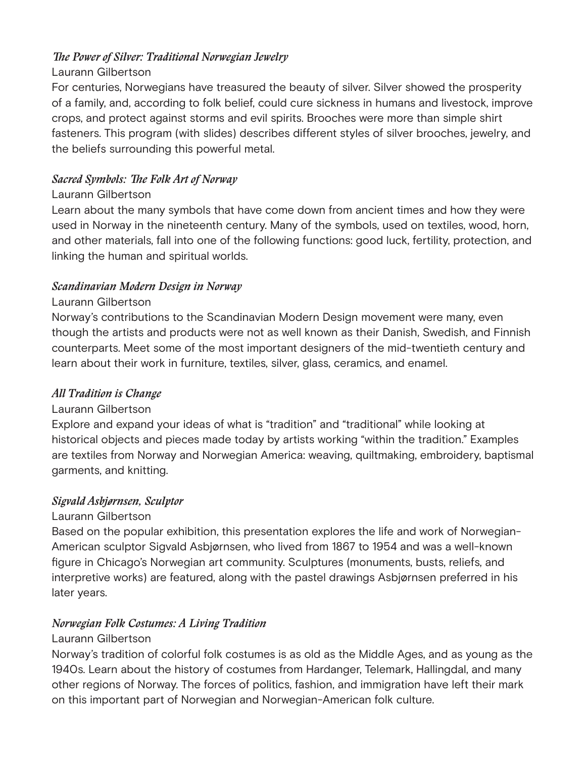### *The Power of Silver: Traditional Norwegian Jewelry*

Laurann Gilbertson

For centuries, Norwegians have treasured the beauty of silver. Silver showed the prosperity of a family, and, according to folk belief, could cure sickness in humans and livestock, improve crops, and protect against storms and evil spirits. Brooches were more than simple shirt fasteners. This program (with slides) describes different styles of silver brooches, jewelry, and the beliefs surrounding this powerful metal.

### *Sacred Symbols: The Folk Art of Norway*

Laurann Gilbertson

Learn about the many symbols that have come down from ancient times and how they were used in Norway in the nineteenth century. Many of the symbols, used on textiles, wood, horn, and other materials, fall into one of the following functions: good luck, fertility, protection, and linking the human and spiritual worlds.

### *Scandinavian Modern Design in Norway*

Laurann Gilbertson

Norway's contributions to the Scandinavian Modern Design movement were many, even though the artists and products were not as well known as their Danish, Swedish, and Finnish counterparts. Meet some of the most important designers of the mid-twentieth century and learn about their work in furniture, textiles, silver, glass, ceramics, and enamel.

### *All Tradition is Change*

Laurann Gilbertson

Explore and expand your ideas of what is "tradition" and "traditional" while looking at historical objects and pieces made today by artists working "within the tradition." Examples are textiles from Norway and Norwegian America: weaving, quiltmaking, embroidery, baptismal garments, and knitting.

### *Sigvald Asbjørnsen, Sculptor*

Laurann Gilbertson

Based on the popular exhibition, this presentation explores the life and work of Norwegian-American sculptor Sigvald Asbjørnsen, who lived from 1867 to 1954 and was a well-known figure in Chicago's Norwegian art community. Sculptures (monuments, busts, reliefs, and interpretive works) are featured, along with the pastel drawings Asbjørnsen preferred in his later years.

### *Norwegian Folk Costumes: A Living Tradition*

Laurann Gilbertson

Norway's tradition of colorful folk costumes is as old as the Middle Ages, and as young as the 1940s. Learn about the history of costumes from Hardanger, Telemark, Hallingdal, and many other regions of Norway. The forces of politics, fashion, and immigration have left their mark on this important part of Norwegian and Norwegian-American folk culture.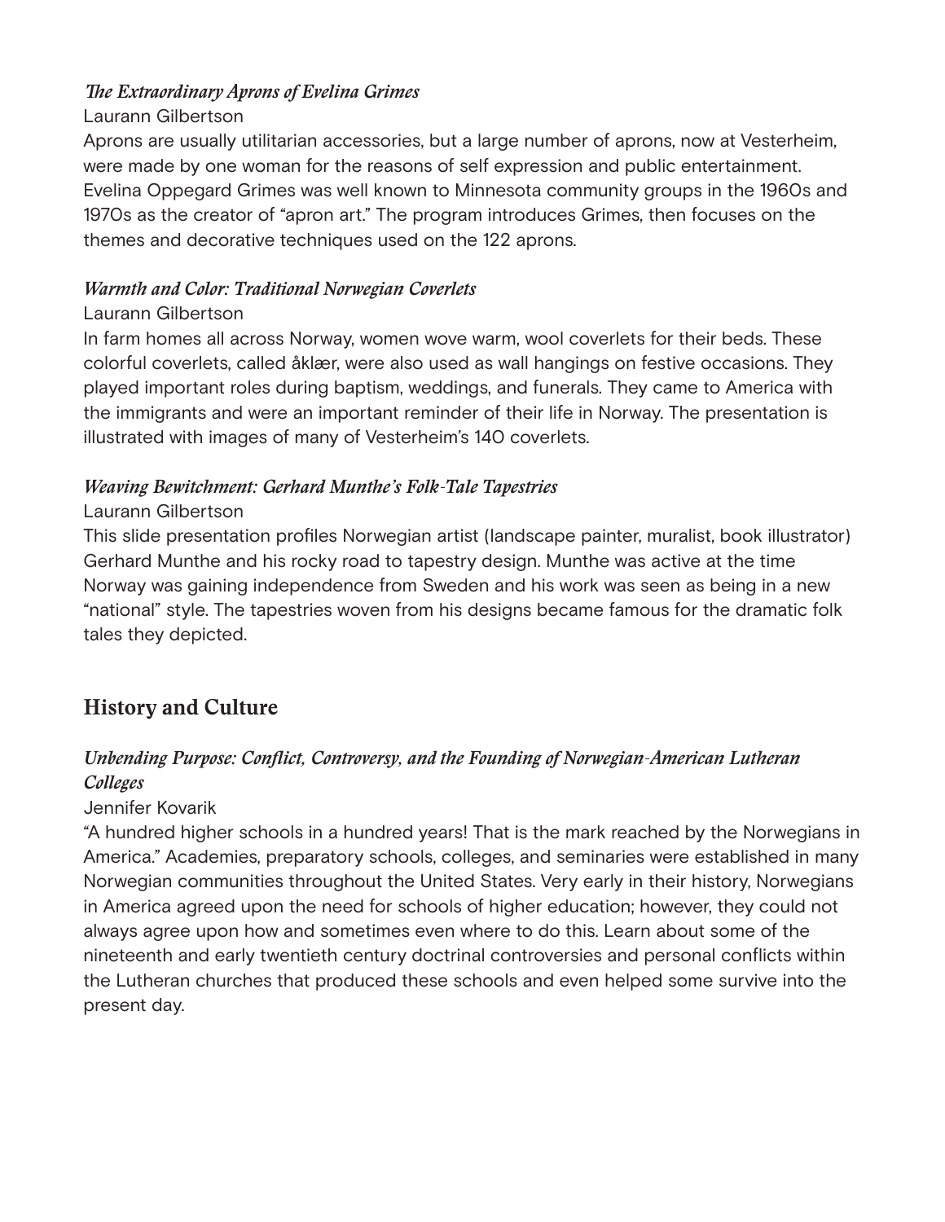*The Extraordinary Aprons of Evelina Grimes*

Laurann Gilbertson

Aprons are usually utilitarian accessories, but a large number of aprons, now at Vesterheim, were made by one woman for the reasons of self expression and public entertainment. Evelina Oppegard Grimes was well known to Minnesota community groups in the 1960s and 1970s as the creator of "apron art." The program introduces Grimes, then focuses on the themes and decorative techniques used on the 122 aprons.

*Warmth and Color: Traditional Norwegian Coverlets*

Laurann Gilbertson

In farm homes all across Norway, women wove warm, wool coverlets for their beds. These colorful coverlets, called åklær, were also used as wall hangings on festive occasions. They played important roles during baptism, weddings, and funerals. They came to America with the immigrants and were an important reminder of their life in Norway. The presentation is illustrated with images of many of Vesterheim's 140 coverlets.

*Weaving Bewitchment: Gerhard Munthe's Folk-Tale Tapestries*

Laurann Gilbertson

This slide presentation profiles Norwegian artist (landscape painter, muralist, book illustrator) Gerhard Munthe and his rocky road to tapestry design. Munthe was active at the time Norway was gaining independence from Sweden and his work was seen as being in a new "national" style. The tapestries woven from his designs became famous for the dramatic folk tales they depicted.

## History and Culture

*Unbending Purpose: Conflict, Controversy, and the Founding of Norwegian-American Lutheran Colleges*

Jennifer Kovarik

"A hundred higher schools in a hundred years! That is the mark reached by the Norwegians in America." Academies, preparatory schools, colleges, and seminaries were established in many Norwegian communities throughout the United States. Very early in their history, Norwegians in America agreed upon the need for schools of higher education; however, they could not always agree upon how and sometimes even where to do this. Learn about some of the nineteenth and early twentieth century doctrinal controversies and personal conflicts within the Lutheran churches that produced these schools and even helped some survive into the present day.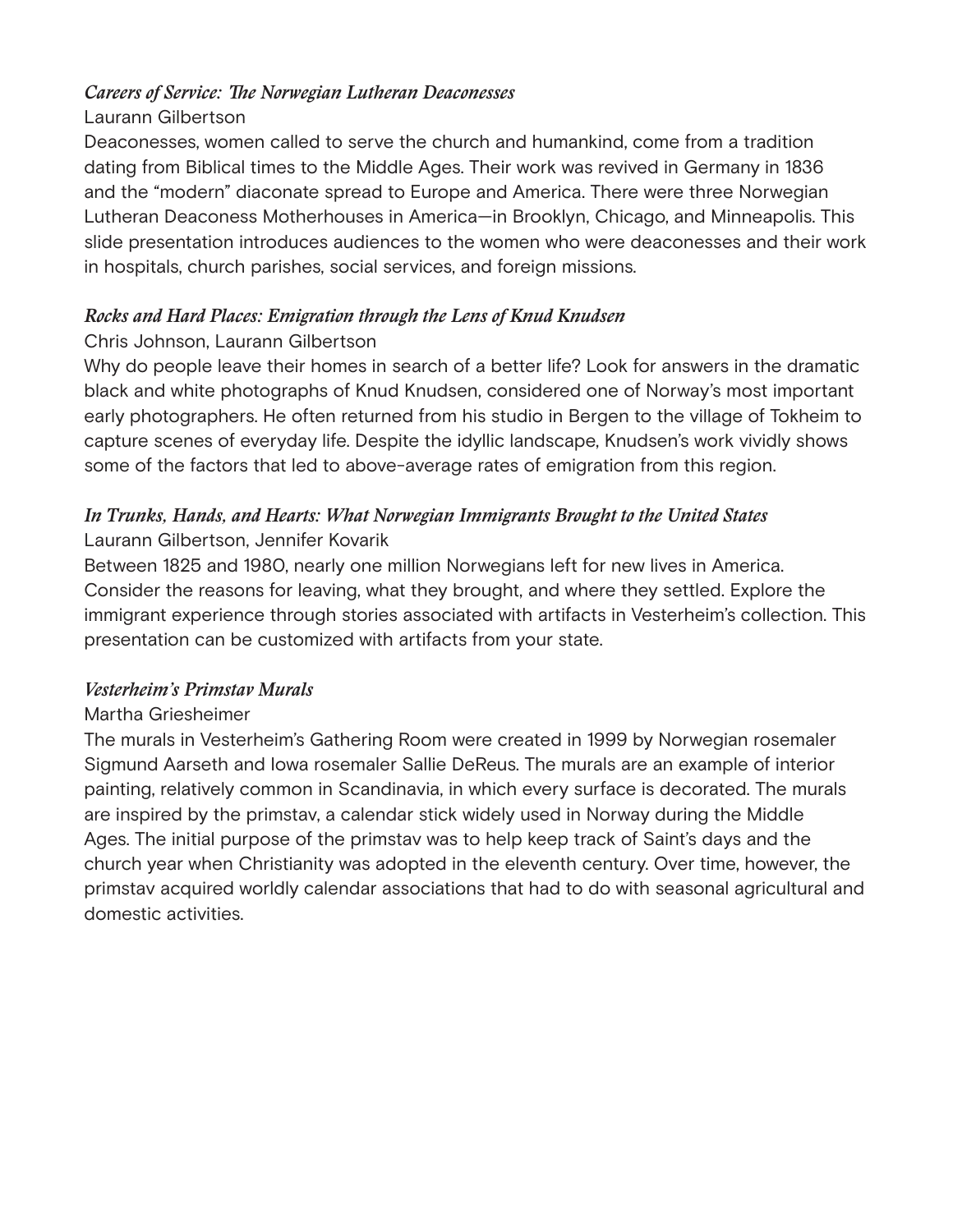*Careers of Service: The Norwegian Lutheran Deaconesses*

Laurann Gilbertson

Deaconesses, women called to serve the church and humankind, come from a tradition dating from Biblical times to the Middle Ages. Their work was revived in Germany in 1836 and the "modern" diaconate spread to Europe and America. There were three Norwegian Lutheran Deaconess Motherhouses in America—in Brooklyn, Chicago, and Minneapolis. This slide presentation introduces audiences to the women who were deaconesses and their work in hospitals, church parishes, social services, and foreign missions.

*Rocks and Hard Places: Emigration through the Lens of Knud Knudsen*

Chris Johnson, Laurann Gilbertson

Why do people leave their homes in search of a better life? Look for answers in the dramatic black and white photographs of Knud Knudsen, considered one of Norway's most important early photographers. He often returned from his studio in Bergen to the village of Tokheim to capture scenes of everyday life. Despite the idyllic landscape, Knudsen's work vividly shows some of the factors that led to above-average rates of emigration from this region.

*In Trunks, Hands, and Hearts: What Norwegian Immigrants Brought to the United States*

Laurann Gilbertson, Jennifer Kovarik

Between 1825 and 1980, nearly one million Norwegians left for new lives in America. Consider the reasons for leaving, what they brought, and where they settled. Explore the immigrant experience through stories associated with artifacts in Vesterheim's collection. This presentation can be customized with artifacts from your state.

*Vesterheim's Primstav Murals*

Martha Griesheimer

The murals in Vesterheim's Gathering Room were created in 1999 by Norwegian rosemaler Sigmund Aarseth and Iowa rosemaler Sallie DeReus. The murals are an example of interior painting, relatively common in Scandinavia, in which every surface is decorated. The murals are inspired by the primstav, a calendar stick widely used in Norway during the Middle Ages. The initial purpose of the primstav was to help keep track of Saint's days and the church year when Christianity was adopted in the eleventh century. Over time, however, the primstav acquired worldly calendar associations that had to do with seasonal agricultural and domestic activities.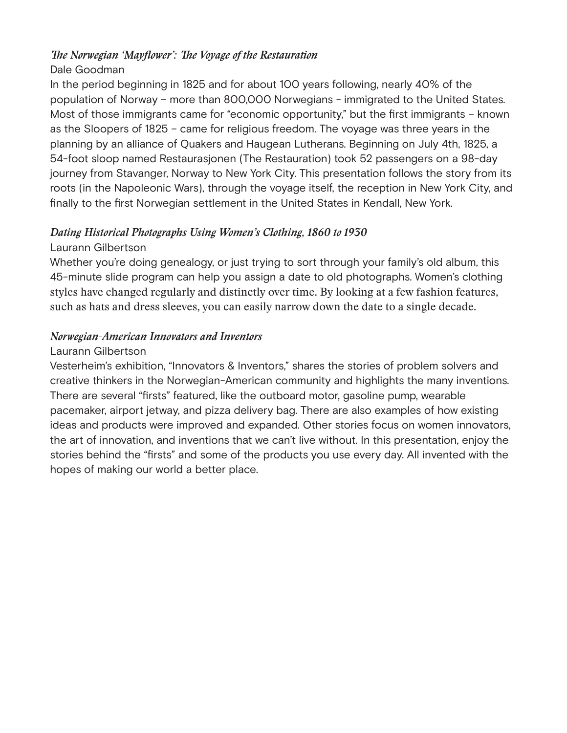### *The Norwegian 'Mayflower': The Voyage of the Restauration*

Dale Goodman

In the period beginning in 1825 and for about 100 years following, nearly 40% of the population of Norway – more than 800,000 Norwegians - immigrated to the United States. Most of those immigrants came for "economic opportunity," but the first immigrants – known as the Sloopers of 1825 – came for religious freedom. The voyage was three years in the planning by an alliance of Quakers and Haugean Lutherans. Beginning on July 4th, 1825, a 54-foot sloop named Restaurasjonen (The Restauration) took 52 passengers on a 98-day journey from Stavanger, Norway to New York City. This presentation follows the story from its roots (in the Napoleonic Wars), through the voyage itself, the reception in New York City, and finally to the first Norwegian settlement in the United States in Kendall, New York.

### *Dating Historical Photographs Using Women's Clothing, 1860 to 1930*

Laurann Gilbertson

Whether you're doing genealogy, or just trying to sort through your family's old album, this 45-minute slide program can help you assign a date to old photographs. Women's clothing styles have changed regularly and distinctly over time. By looking at a few fashion features, such as hats and dress sleeves, you can easily narrow down the date to a single decade.

### *Norwegian-American Innovators and Inventors*

Laurann Gilbertson

Vesterheim's exhibition, "Innovators & Inventors," shares the stories of problem solvers and creative thinkers in the Norwegian-American community and highlights the many inventions. There are several "firsts" featured, like the outboard motor, gasoline pump, wearable pacemaker, airport jetway, and pizza delivery bag. There are also examples of how existing ideas and products were improved and expanded. Other stories focus on women innovators, the art of innovation, and inventions that we can't live without. In this presentation, enjoy the stories behind the "firsts" and some of the products you use every day. All invented with the hopes of making our world a better place.